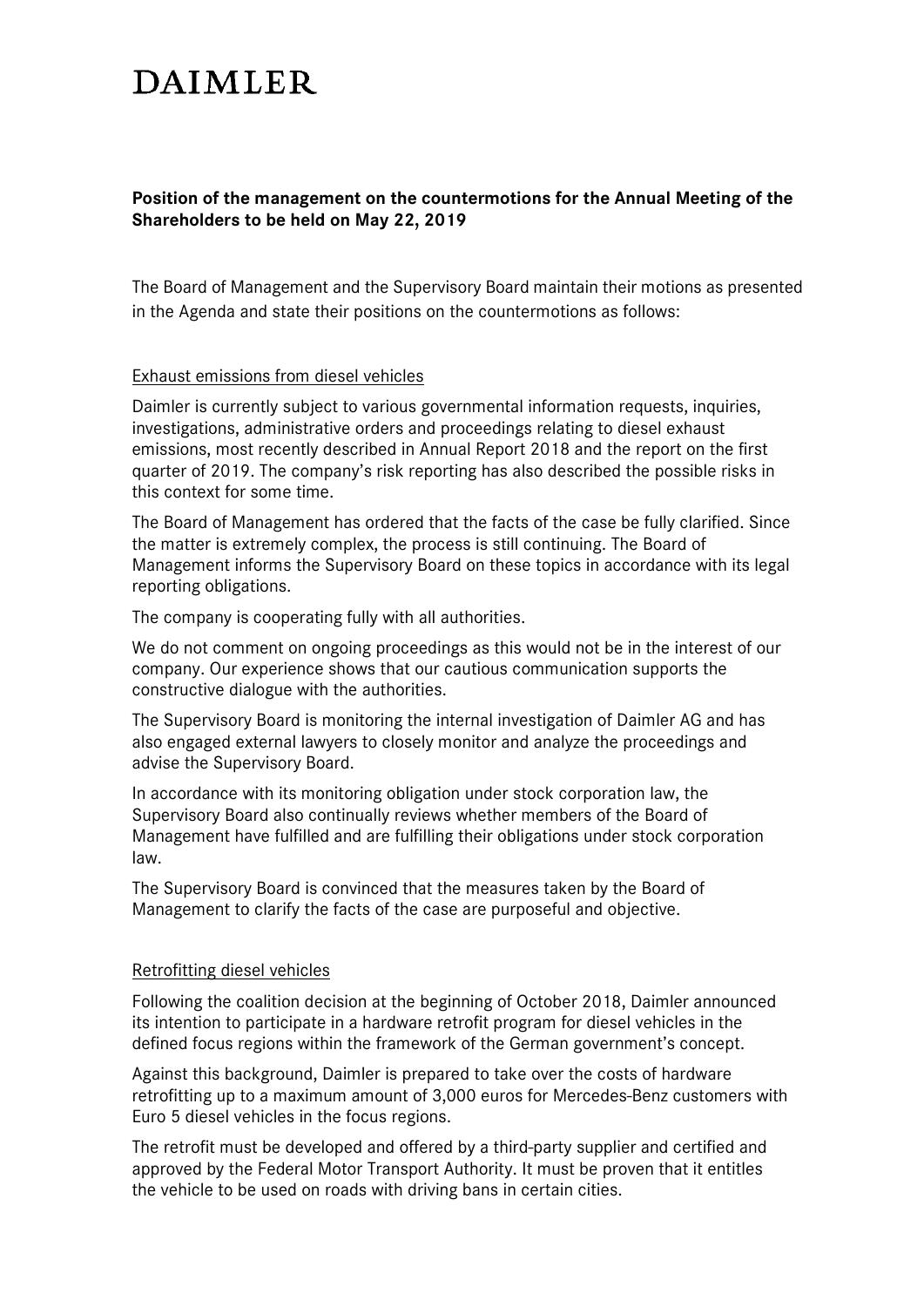# DAIMLER

**Position of the management on the countermotions for the Annual Meeting of the Shareholders to be held on May 22, 2019**

The Board of Management and the Supervisory Board maintain their motions as presented in the Agenda and state their positions on the countermotions as follows:

## Exhaust emissions from diesel vehicles

Daimler is currently subject to various governmental information requests, inquiries, investigations, administrative orders and proceedings relating to diesel exhaust emissions, most recently described in Annual Report 2018 and the report on the first quarter of 2019. The company's risk reporting has also described the possible risks in this context for some time.

The Board of Management has ordered that the facts of the case be fully clarified. Since the matter is extremely complex, the process is still continuing. The Board of Management informs the Supervisory Board on these topics in accordance with its legal reporting obligations.

The company is cooperating fully with all authorities.

We do not comment on ongoing proceedings as this would not be in the interest of our company. Our experience shows that our cautious communication supports the constructive dialogue with the authorities.

The Supervisory Board is monitoring the internal investigation of Daimler AG and has also engaged external lawyers to closely monitor and analyze the proceedings and advise the Supervisory Board.

In accordance with its monitoring obligation under stock corporation law, the Supervisory Board also continually reviews whether members of the Board of Management have fulfilled and are fulfilling their obligations under stock corporation law.

The Supervisory Board is convinced that the measures taken by the Board of Management to clarify the facts of the case are purposeful and objective.

## Retrofitting diesel vehicles

Following the coalition decision at the beginning of October 2018, Daimler announced its intention to participate in a hardware retrofit program for diesel vehicles in the defined focus regions within the framework of the German government's concept.

Against this background, Daimler is prepared to take over the costs of hardware retrofitting up to a maximum amount of 3,000 euros for Mercedes-Benz customers with Euro 5 diesel vehicles in the focus regions.

The retrofit must be developed and offered by a third-party supplier and certified and approved by the Federal Motor Transport Authority. It must be proven that it entitles the vehicle to be used on roads with driving bans in certain cities.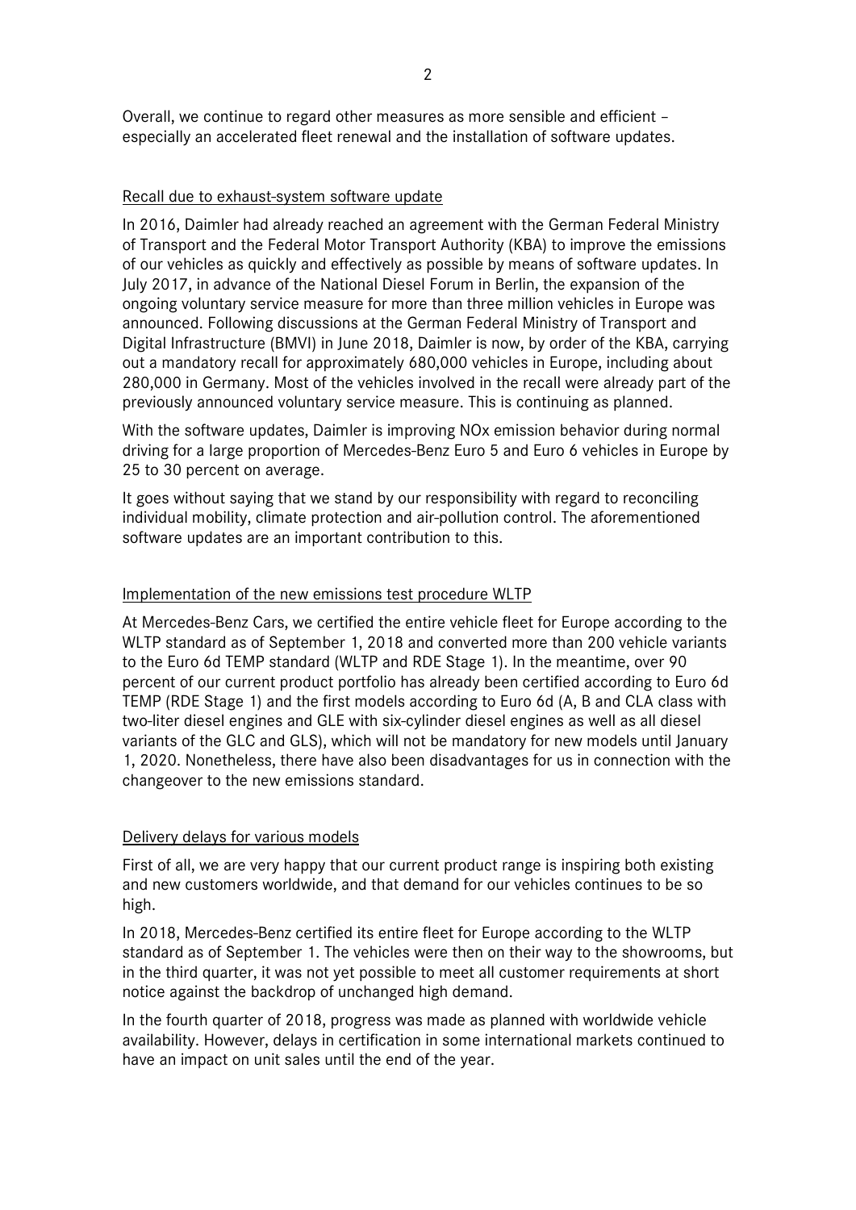Overall, we continue to regard other measures as more sensible and efficient – especially an accelerated fleet renewal and the installation of software updates.

## Recall due to exhaust-system software update

In 2016, Daimler had already reached an agreement with the German Federal Ministry of Transport and the Federal Motor Transport Authority (KBA) to improve the emissions of our vehicles as quickly and effectively as possible by means of software updates. In July 2017, in advance of the National Diesel Forum in Berlin, the expansion of the ongoing voluntary service measure for more than three million vehicles in Europe was announced. Following discussions at the German Federal Ministry of Transport and Digital Infrastructure (BMVI) in June 2018, Daimler is now, by order of the KBA, carrying out a mandatory recall for approximately 680,000 vehicles in Europe, including about 280,000 in Germany. Most of the vehicles involved in the recall were already part of the previously announced voluntary service measure. This is continuing as planned.

With the software updates, Daimler is improving NOx emission behavior during normal driving for a large proportion of Mercedes-Benz Euro 5 and Euro 6 vehicles in Europe by 25 to 30 percent on average.

It goes without saying that we stand by our responsibility with regard to reconciling individual mobility, climate protection and air-pollution control. The aforementioned software updates are an important contribution to this.

## Implementation of the new emissions test procedure WLTP

At Mercedes-Benz Cars, we certified the entire vehicle fleet for Europe according to the WLTP standard as of September 1, 2018 and converted more than 200 vehicle variants to the Euro 6d TEMP standard (WLTP and RDE Stage 1). In the meantime, over 90 percent of our current product portfolio has already been certified according to Euro 6d TEMP (RDE Stage 1) and the first models according to Euro 6d (A, B and CLA class with two-liter diesel engines and GLE with six-cylinder diesel engines as well as all diesel variants of the GLC and GLS), which will not be mandatory for new models until January 1, 2020. Nonetheless, there have also been disadvantages for us in connection with the changeover to the new emissions standard.

## Delivery delays for various models

First of all, we are very happy that our current product range is inspiring both existing and new customers worldwide, and that demand for our vehicles continues to be so high.

In 2018, Mercedes-Benz certified its entire fleet for Europe according to the WLTP standard as of September 1. The vehicles were then on their way to the showrooms, but in the third quarter, it was not yet possible to meet all customer requirements at short notice against the backdrop of unchanged high demand.

In the fourth quarter of 2018, progress was made as planned with worldwide vehicle availability. However, delays in certification in some international markets continued to have an impact on unit sales until the end of the year.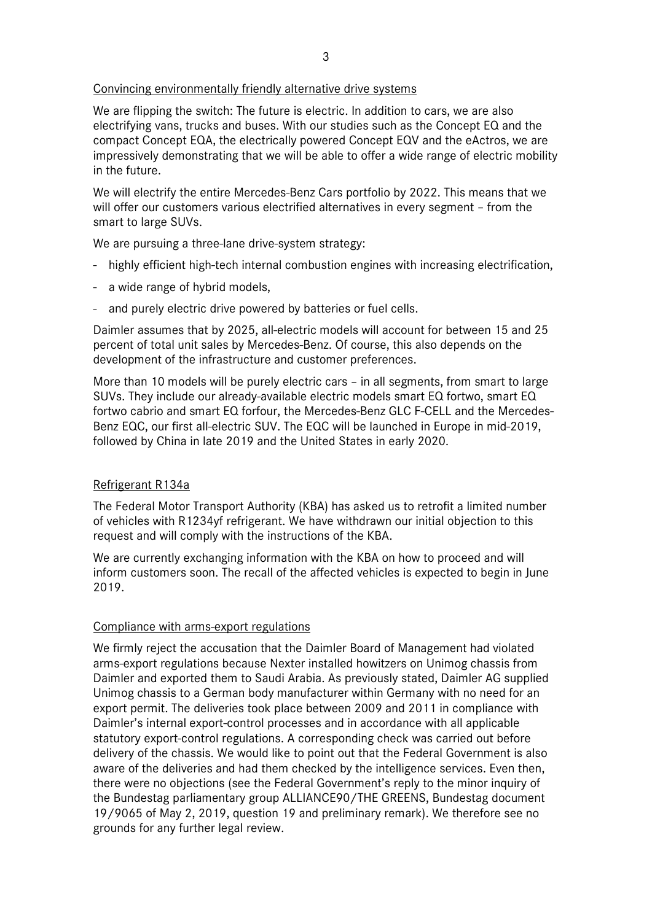## Convincing environmentally friendly alternative drive systems

We are flipping the switch: The future is electric. In addition to cars, we are also electrifying vans, trucks and buses. With our studies such as the Concept EQ and the compact Concept EQA, the electrically powered Concept EQV and the eActros, we are impressively demonstrating that we will be able to offer a wide range of electric mobility in the future.

We will electrify the entire Mercedes-Benz Cars portfolio by 2022. This means that we will offer our customers various electrified alternatives in every segment – from the smart to large SUVs.

We are pursuing a three-lane drive-system strategy:

- highly efficient high-tech internal combustion engines with increasing electrification,
- a wide range of hybrid models,
- and purely electric drive powered by batteries or fuel cells.

Daimler assumes that by 2025, all-electric models will account for between 15 and 25 percent of total unit sales by Mercedes-Benz. Of course, this also depends on the development of the infrastructure and customer preferences.

More than 10 models will be purely electric cars – in all segments, from smart to large SUVs. They include our already-available electric models smart EQ fortwo, smart EQ fortwo cabrio and smart EQ forfour, the Mercedes-Benz GLC F-CELL and the Mercedes-Benz EQC, our first all-electric SUV. The EQC will be launched in Europe in mid-2019, followed by China in late 2019 and the United States in early 2020.

## Refrigerant R134a

The Federal Motor Transport Authority (KBA) has asked us to retrofit a limited number of vehicles with R1234yf refrigerant. We have withdrawn our initial objection to this request and will comply with the instructions of the KBA.

We are currently exchanging information with the KBA on how to proceed and will inform customers soon. The recall of the affected vehicles is expected to begin in June 2019.

## Compliance with arms-export regulations

We firmly reject the accusation that the Daimler Board of Management had violated arms-export regulations because Nexter installed howitzers on Unimog chassis from Daimler and exported them to Saudi Arabia. As previously stated, Daimler AG supplied Unimog chassis to a German body manufacturer within Germany with no need for an export permit. The deliveries took place between 2009 and 2011 in compliance with Daimler's internal export-control processes and in accordance with all applicable statutory export-control regulations. A corresponding check was carried out before delivery of the chassis. We would like to point out that the Federal Government is also aware of the deliveries and had them checked by the intelligence services. Even then, there were no objections (see the Federal Government's reply to the minor inquiry of the Bundestag parliamentary group ALLIANCE90/THE GREENS, Bundestag document 19/9065 of May 2, 2019, question 19 and preliminary remark). We therefore see no grounds for any further legal review.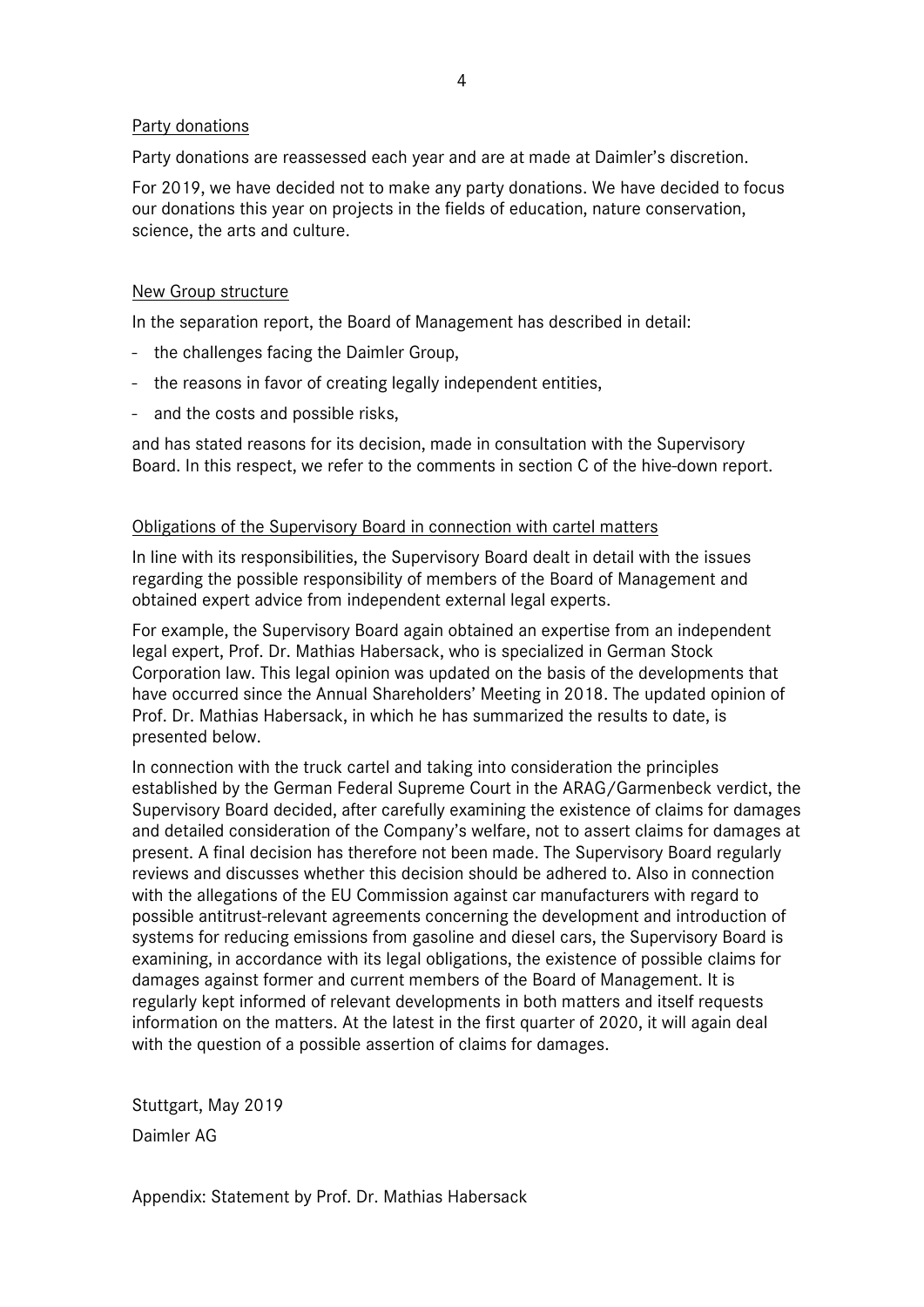## Party donations

Party donations are reassessed each year and are at made at Daimler's discretion.

For 2019, we have decided not to make any party donations. We have decided to focus our donations this year on projects in the fields of education, nature conservation, science, the arts and culture.

## New Group structure

In the separation report, the Board of Management has described in detail:

- the challenges facing the Daimler Group,
- the reasons in favor of creating legally independent entities,
- and the costs and possible risks,

and has stated reasons for its decision, made in consultation with the Supervisory Board. In this respect, we refer to the comments in section C of the hive-down report.

## Obligations of the Supervisory Board in connection with cartel matters

In line with its responsibilities, the Supervisory Board dealt in detail with the issues regarding the possible responsibility of members of the Board of Management and obtained expert advice from independent external legal experts.

For example, the Supervisory Board again obtained an expertise from an independent legal expert, Prof. Dr. Mathias Habersack, who is specialized in German Stock Corporation law. This legal opinion was updated on the basis of the developments that have occurred since the Annual Shareholders' Meeting in 2018. The updated opinion of Prof. Dr. Mathias Habersack, in which he has summarized the results to date, is presented below.

In connection with the truck cartel and taking into consideration the principles established by the German Federal Supreme Court in the ARAG/Garmenbeck verdict, the Supervisory Board decided, after carefully examining the existence of claims for damages and detailed consideration of the Company's welfare, not to assert claims for damages at present. A final decision has therefore not been made. The Supervisory Board regularly reviews and discusses whether this decision should be adhered to. Also in connection with the allegations of the EU Commission against car manufacturers with regard to possible antitrust-relevant agreements concerning the development and introduction of systems for reducing emissions from gasoline and diesel cars, the Supervisory Board is examining, in accordance with its legal obligations, the existence of possible claims for damages against former and current members of the Board of Management. It is regularly kept informed of relevant developments in both matters and itself requests information on the matters. At the latest in the first quarter of 2020, it will again deal with the question of a possible assertion of claims for damages.

Stuttgart, May 2019

Daimler AG

Appendix: Statement by Prof. Dr. Mathias Habersack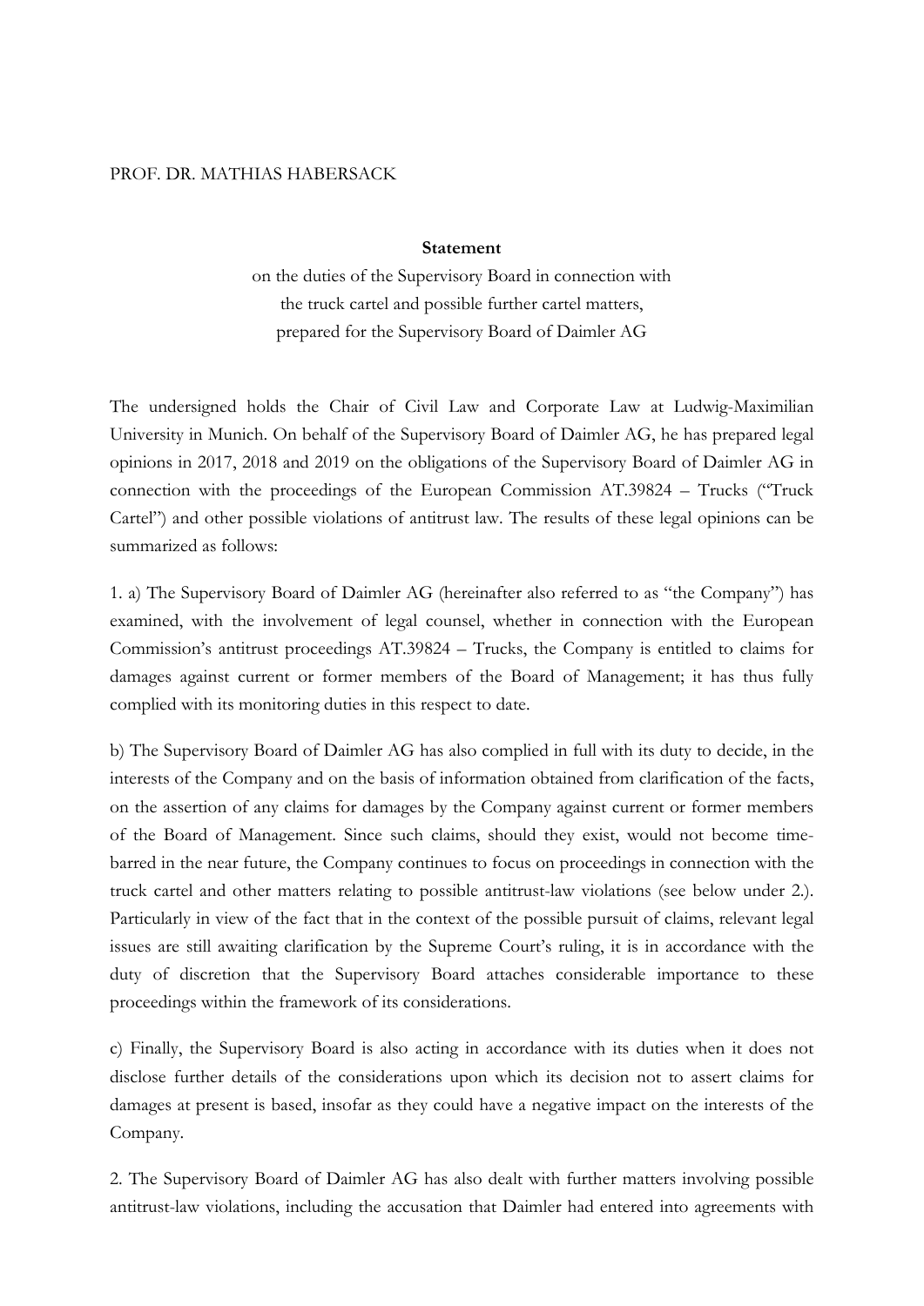PROF. DR. MATHIAS HABERSACK

**Statement**

on the duties of the Supervisory Board in connection with the truck cartel and possible further cartel matters, prepared for the Supervisory Board of Daimler AG

The undersigned holds the Chair of Civil Law and Corporate Law at Ludwig-Maximilian University in Munich. On behalf of the Supervisory Board of Daimler AG, he has prepared legal opinions in 2017, 2018 and 2019 on the obligations of the Supervisory Board of Daimler AG in connection with the proceedings of the European Commission AT.39824 – Trucks ("Truck Cartel") and other possible violations of antitrust law. The results of these legal opinions can be summarized as follows:

1. a) The Supervisory Board of Daimler AG (hereinafter also referred to as "the Company") has examined, with the involvement of legal counsel, whether in connection with the European Commission's antitrust proceedings AT.39824 – Trucks, the Company is entitled to claims for damages against current or former members of the Board of Management; it has thus fully complied with its monitoring duties in this respect to date.

b) The Supervisory Board of Daimler AG has also complied in full with its duty to decide, in the interests of the Company and on the basis of information obtained from clarification of the facts, on the assertion of any claims for damages by the Company against current or former members of the Board of Management. Since such claims, should they exist, would not become time-barred in the near future, the Company continues to focus on proceedings in connection with the truck cartel and other matters relating to possible antitrust-law violations (see below under 2.). Particularly in view of the fact that in the context of the possible pursuit of claims, relevant legal issues are still awaiting clarification by the Supreme Court's ruling, it is in accordance with the duty of discretion that the Supervisory Board attaches considerable importance to these proceedings within the framework of its considerations.

c) Finally, the Supervisory Board is also acting in accordance with its duties when it does not disclose further details of the considerations upon which its decision not to assert claims for damages at present is based, insofar as they could have a negative impact on the interests of the Company.

2. The Supervisory Board of Daimler AG has also dealt with further matters involving possible antitrust-law violations, including the accusation that Daimler had entered into agreements with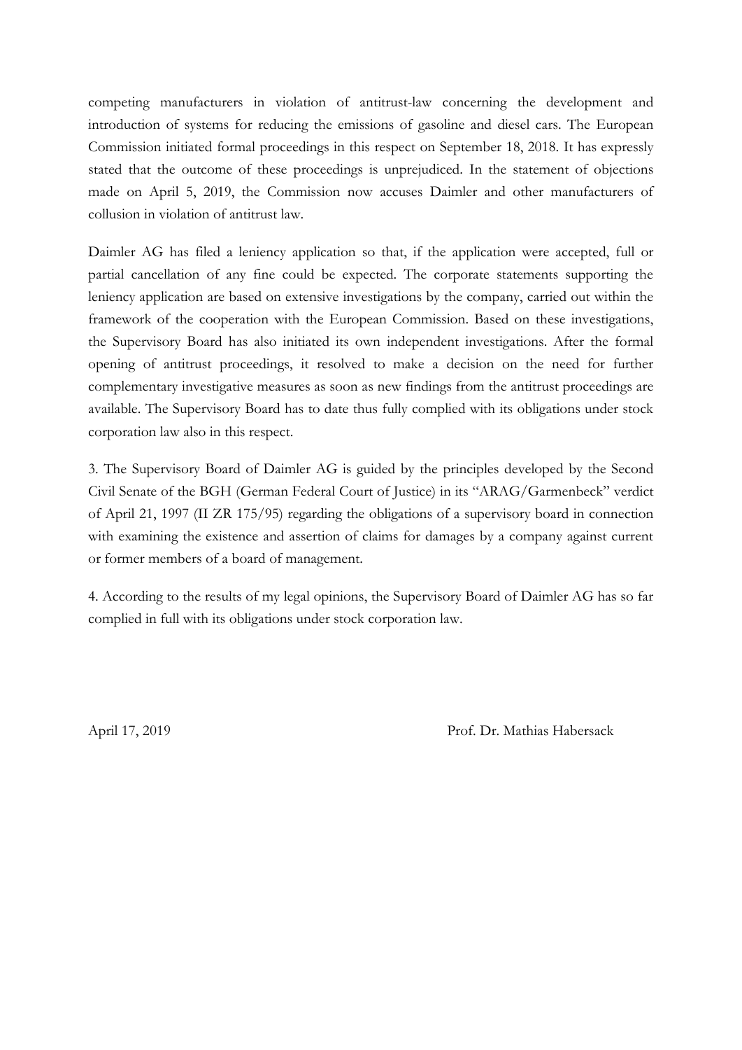competing manufacturers in violation of antitrust-law concerning the development and introduction of systems for reducing the emissions of gasoline and diesel cars. The European Commission initiated formal proceedings in this respect on September 18, 2018. It has expressly stated that the outcome of these proceedings is unprejudiced. In the statement of objections made on April 5, 2019, the Commission now accuses Daimler and other manufacturers of collusion in violation of antitrust law.

Daimler AG has filed a leniency application so that, if the application were accepted, full or partial cancellation of any fine could be expected. The corporate statements supporting the leniency application are based on extensive investigations by the company, carried out within the framework of the cooperation with the European Commission. Based on these investigations, the Supervisory Board has also initiated its own independent investigations. After the formal opening of antitrust proceedings, it resolved to make a decision on the need for further complementary investigative measures as soon as new findings from the antitrust proceedings are available. The Supervisory Board has to date thus fully complied with its obligations under stock corporation law also in this respect.

3. The Supervisory Board of Daimler AG is guided by the principles developed by the Second Civil Senate of the BGH (German Federal Court of Justice) in its "ARAG/Garmenbeck" verdict of April 21, 1997 (II ZR 175/95) regarding the obligations of a supervisory board in connection with examining the existence and assertion of claims for damages by a company against current or former members of a board of management.

4. According to the results of my legal opinions, the Supervisory Board of Daimler AG has so far complied in full with its obligations under stock corporation law.

April 17, 2019

Prof. Dr. Mathias Habersack